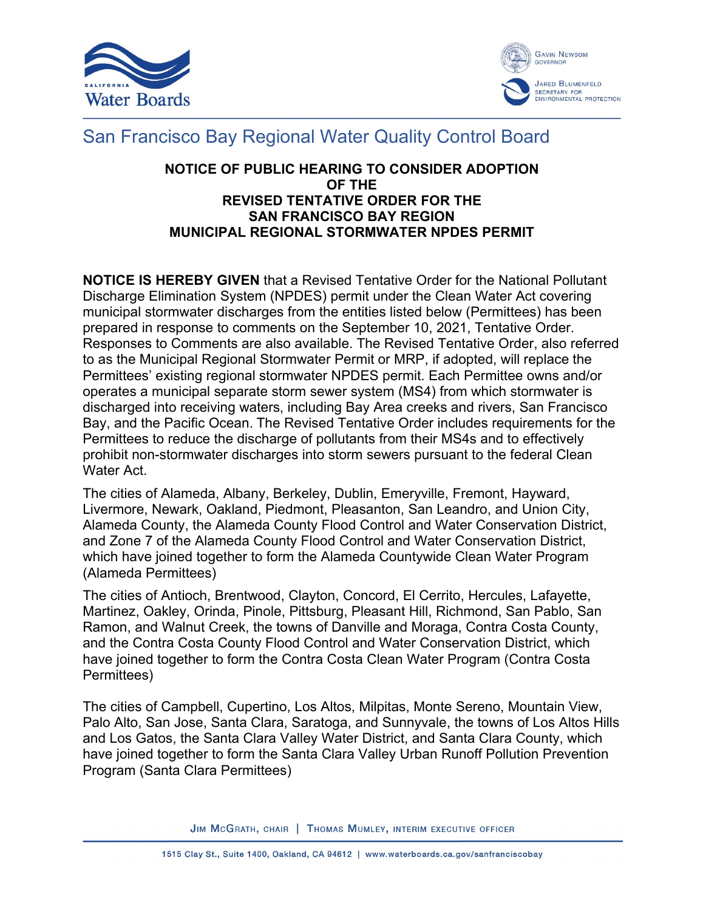# San Francisco Bay Regional Water Quality Control Board

## NOTICE OF PUBLIC HEARING TO CONSIDER ADOPTION OF THE REVISED TENTATIVE ORDER FOR THE SAN FRANCISCO BAY REGION MUNICIPAL REGIONAL STORMWATER NPDES PERMIT

**NOTICE IS HEREBY GIVEN** that a Revised Tentative Order for the National Pollutant Discharge Elimination System (NPDES) permit under the Clean Water Act covering municipal stormwater discharges from the entities listed below (Permittees) has been prepared in response to comments on the September 10, 2021, Tentative Order. Responses to Comments are also available. The Revised Tentative Order, also referred to as the Municipal Regional Stormwater Permit or MRP, if adopted, will replace the Permittees' existing regional stormwater NPDES permit. Each Permittee owns and/or operates a municipal separate storm sewer system (MS4) from which stormwater is discharged into receiving waters, including Bay Area creeks and rivers, San Francisco Bay, and the Pacific Ocean. The Revised Tentative Order includes requirements for the Permittees to reduce the discharge of pollutants from their MS4s and to effectively prohibit non-stormwater discharges into storm sewers pursuant to the federal Clean Water Act.

The cities of Alameda, Albany, Berkeley, Dublin, Emeryville, Fremont, Hayward, Livermore, Newark, Oakland, Piedmont, Pleasanton, San Leandro, and Union City, Alameda County, the Alameda County Flood Control and Water Conservation District, and Zone 7 of the Alameda County Flood Control and Water Conservation District, which have joined together to form the Alameda Countywide Clean Water Program (Alameda Permittees)

The cities of Antioch, Brentwood, Clayton, Concord, El Cerrito, Hercules, Lafayette, Martinez, Oakley, Orinda, Pinole, Pittsburg, Pleasant Hill, Richmond, San Pablo, San Ramon, and Walnut Creek, the towns of Danville and Moraga, Contra Costa County, and the Contra Costa County Flood Control and Water Conservation District, which have joined together to form the Contra Costa Clean Water Program (Contra Costa Permittees)

The cities of Campbell, Cupertino, Los Altos, Milpitas, Monte Sereno, Mountain View, Palo Alto, San Jose, Santa Clara, Saratoga, and Sunnyvale, the towns of Los Altos Hills and Los Gatos, the Santa Clara Valley Water District, and Santa Clara County, which have joined together to form the Santa Clara Valley Urban Runoff Pollution Prevention Program (Santa Clara Permittees)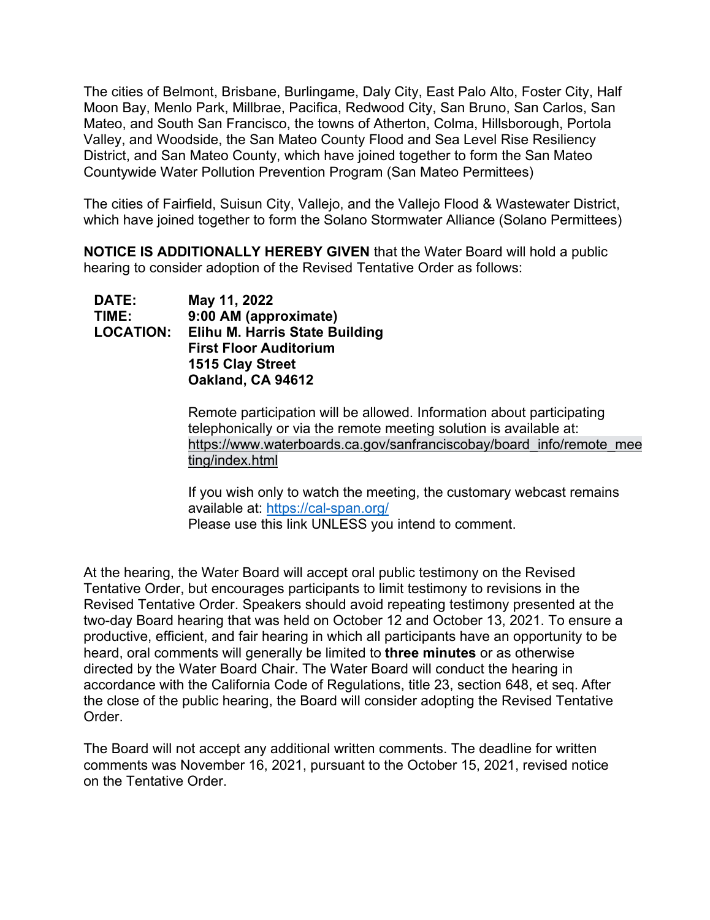The cities of Belmont, Brisbane, Burlingame, Daly City, East Palo Alto, Foster City, Half Moon Bay, Menlo Park, Millbrae, Pacifica, Redwood City, San Bruno, San Carlos, San Mateo, and South San Francisco, the towns of Atherton, Colma, Hillsborough, Portola Valley, and Woodside, the San Mateo County Flood and Sea Level Rise Resiliency District, and San Mateo County, which have joined together to form the San Mateo Countywide Water Pollution Prevention Program (San Mateo Permittees)

The cities of Fairfield, Suisun City, Vallejo, and the Vallejo Flood & Wastewater District, which have joined together to form the Solano Stormwater Alliance (Solano Permittees)

**NOTICE IS ADDITIONALLY HEREBY GIVEN** that the Water Board will hold a public hearing to consider adoption of the Revised Tentative Order as follows:

**DATE:** **May 11, 2022**
**TIME:** **9:00 AM (approximate)**
**LOCATION:** **Elihu M. Harris State Building**
**First Floor Auditorium**
**1515 Clay Street**
**Oakland, CA 94612**

Remote participation will be allowed. Information about participating telephonically or via the remote meeting solution is available at: https://www.waterboards.ca.gov/sanfranciscobay/board_info/remote_meeting/index.html

If you wish only to watch the meeting, the customary webcast remains available at: https://cal-span.org/
Please use this link UNLESS you intend to comment.

At the hearing, the Water Board will accept oral public testimony on the Revised Tentative Order, but encourages participants to limit testimony to revisions in the Revised Tentative Order. Speakers should avoid repeating testimony presented at the two-day Board hearing that was held on October 12 and October 13, 2021. To ensure a productive, efficient, and fair hearing in which all participants have an opportunity to be heard, oral comments will generally be limited to **three minutes** or as otherwise directed by the Water Board Chair. The Water Board will conduct the hearing in accordance with the California Code of Regulations, title 23, section 648, et seq. After the close of the public hearing, the Board will consider adopting the Revised Tentative Order.

The Board will not accept any additional written comments. The deadline for written comments was November 16, 2021, pursuant to the October 15, 2021, revised notice on the Tentative Order.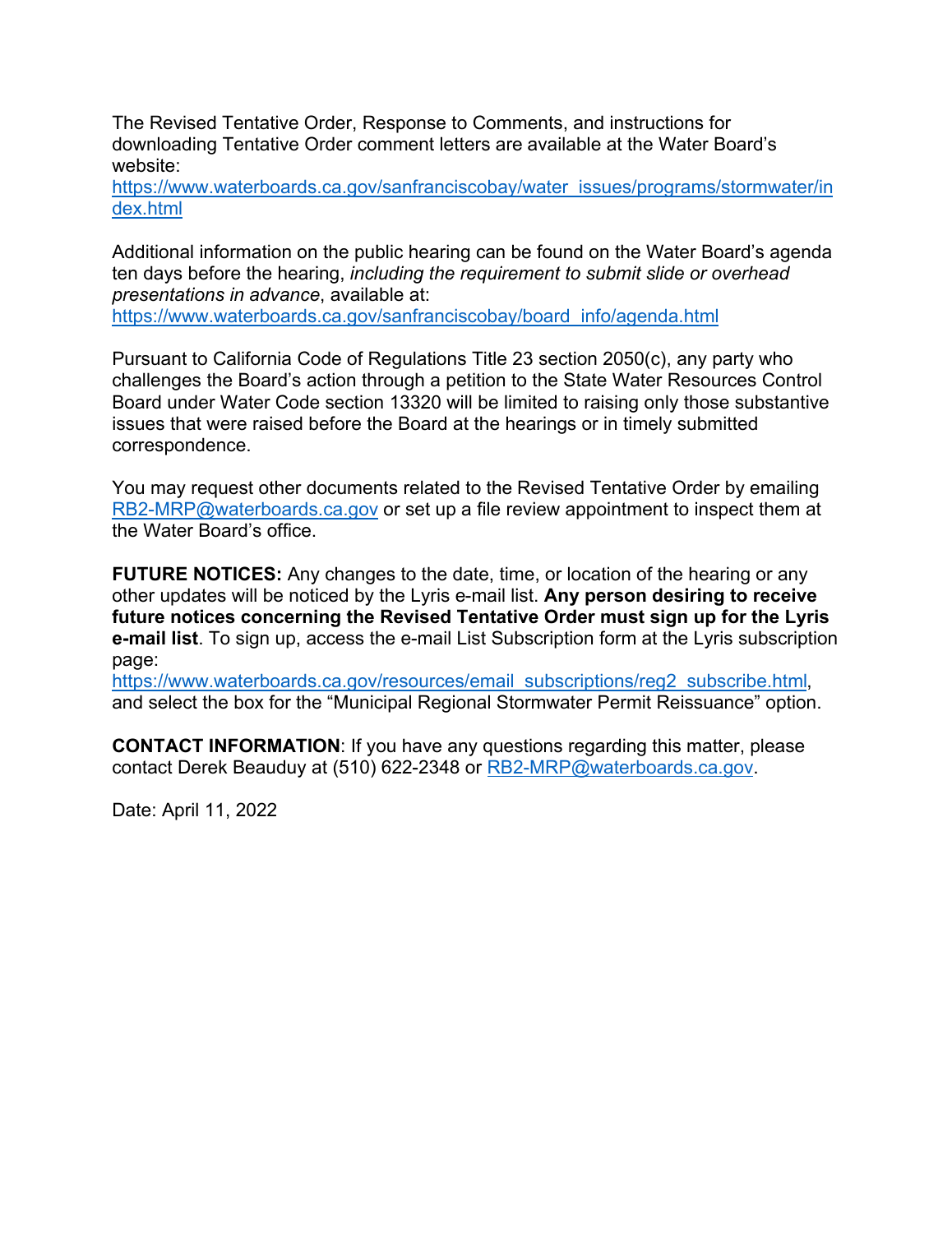The Revised Tentative Order, Response to Comments, and instructions for downloading Tentative Order comment letters are available at the Water Board's website:
https://www.waterboards.ca.gov/sanfranciscobay/water_issues/programs/stormwater/index.html

Additional information on the public hearing can be found on the Water Board's agenda ten days before the hearing, *including the requirement to submit slide or overhead presentations in advance*, available at:
https://www.waterboards.ca.gov/sanfranciscobay/board_info/agenda.html

Pursuant to California Code of Regulations Title 23 section 2050(c), any party who challenges the Board's action through a petition to the State Water Resources Control Board under Water Code section 13320 will be limited to raising only those substantive issues that were raised before the Board at the hearings or in timely submitted correspondence.

You may request other documents related to the Revised Tentative Order by emailing RB2-MRP@waterboards.ca.gov or set up a file review appointment to inspect them at the Water Board's office.

**FUTURE NOTICES:** Any changes to the date, time, or location of the hearing or any other updates will be noticed by the Lyris e-mail list. **Any person desiring to receive future notices concerning the Revised Tentative Order must sign up for the Lyris e-mail list**. To sign up, access the e-mail List Subscription form at the Lyris subscription page:
https://www.waterboards.ca.gov/resources/email_subscriptions/reg2_subscribe.html, and select the box for the "Municipal Regional Stormwater Permit Reissuance" option.

**CONTACT INFORMATION**: If you have any questions regarding this matter, please contact Derek Beauduy at (510) 622-2348 or RB2-MRP@waterboards.ca.gov.

Date: April 11, 2022